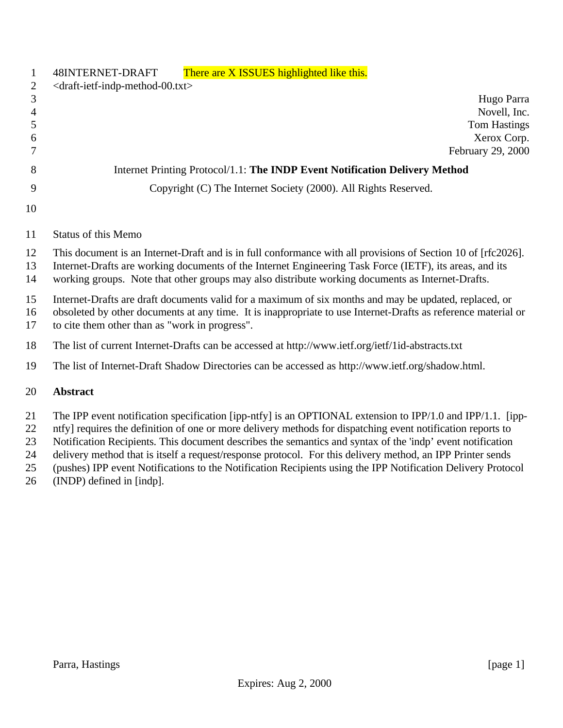48INTERNET-DRAFT There are X ISSUES highlighted like this.
<draft-ietf-indp-method-00.txt>

Hugo Parra
Novell, Inc.
Tom Hastings
Xerox Corp.
February 29, 2000

Internet Printing Protocol/1.1: **The INDP Event Notification Delivery Method**

Copyright (C) The Internet Society (2000). All Rights Reserved.

Status of this Memo

This document is an Internet-Draft and is in full conformance with all provisions of Section 10 of [rfc2026]. Internet-Drafts are working documents of the Internet Engineering Task Force (IETF), its areas, and its working groups. Note that other groups may also distribute working documents as Internet-Drafts.

Internet-Drafts are draft documents valid for a maximum of six months and may be updated, replaced, or obsoleted by other documents at any time. It is inappropriate to use Internet-Drafts as reference material or to cite them other than as "work in progress".

The list of current Internet-Drafts can be accessed at http://www.ietf.org/ietf/1id-abstracts.txt

The list of Internet-Draft Shadow Directories can be accessed as http://www.ietf.org/shadow.html.

## Abstract

The IPP event notification specification [ipp-ntfy] is an OPTIONAL extension to IPP/1.0 and IPP/1.1. [ipp-ntfy] requires the definition of one or more delivery methods for dispatching event notification reports to Notification Recipients. This document describes the semantics and syntax of the 'indp' event notification delivery method that is itself a request/response protocol. For this delivery method, an IPP Printer sends (pushes) IPP event Notifications to the Notification Recipients using the IPP Notification Delivery Protocol (INDP) defined in [indp].

Expires: Aug 2, 2000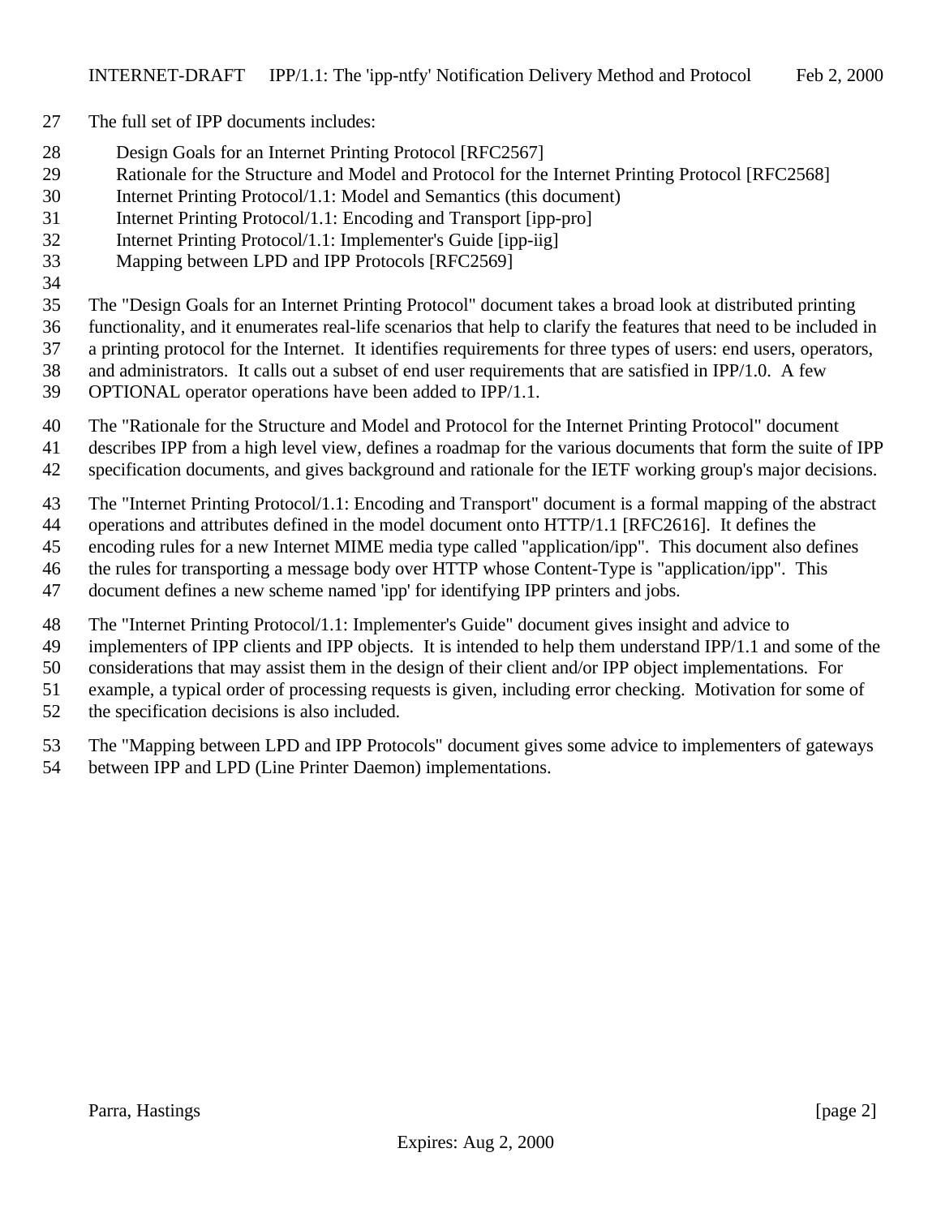The full set of IPP documents includes:

- Design Goals for an Internet Printing Protocol [RFC2567]
- Rationale for the Structure and Model and Protocol for the Internet Printing Protocol [RFC2568]
- Internet Printing Protocol/1.1: Model and Semantics (this document)
- Internet Printing Protocol/1.1: Encoding and Transport [ipp-pro]
- Internet Printing Protocol/1.1: Implementer's Guide [ipp-iig]
- Mapping between LPD and IPP Protocols [RFC2569]

The "Design Goals for an Internet Printing Protocol" document takes a broad look at distributed printing functionality, and it enumerates real-life scenarios that help to clarify the features that need to be included in a printing protocol for the Internet. It identifies requirements for three types of users: end users, operators, and administrators. It calls out a subset of end user requirements that are satisfied in IPP/1.0. A few OPTIONAL operator operations have been added to IPP/1.1.

The "Rationale for the Structure and Model and Protocol for the Internet Printing Protocol" document describes IPP from a high level view, defines a roadmap for the various documents that form the suite of IPP specification documents, and gives background and rationale for the IETF working group's major decisions.

The "Internet Printing Protocol/1.1: Encoding and Transport" document is a formal mapping of the abstract operations and attributes defined in the model document onto HTTP/1.1 [RFC2616]. It defines the encoding rules for a new Internet MIME media type called "application/ipp". This document also defines the rules for transporting a message body over HTTP whose Content-Type is "application/ipp". This document defines a new scheme named 'ipp' for identifying IPP printers and jobs.

The "Internet Printing Protocol/1.1: Implementer's Guide" document gives insight and advice to implementers of IPP clients and IPP objects. It is intended to help them understand IPP/1.1 and some of the considerations that may assist them in the design of their client and/or IPP object implementations. For example, a typical order of processing requests is given, including error checking. Motivation for some of the specification decisions is also included.

The "Mapping between LPD and IPP Protocols" document gives some advice to implementers of gateways between IPP and LPD (Line Printer Daemon) implementations.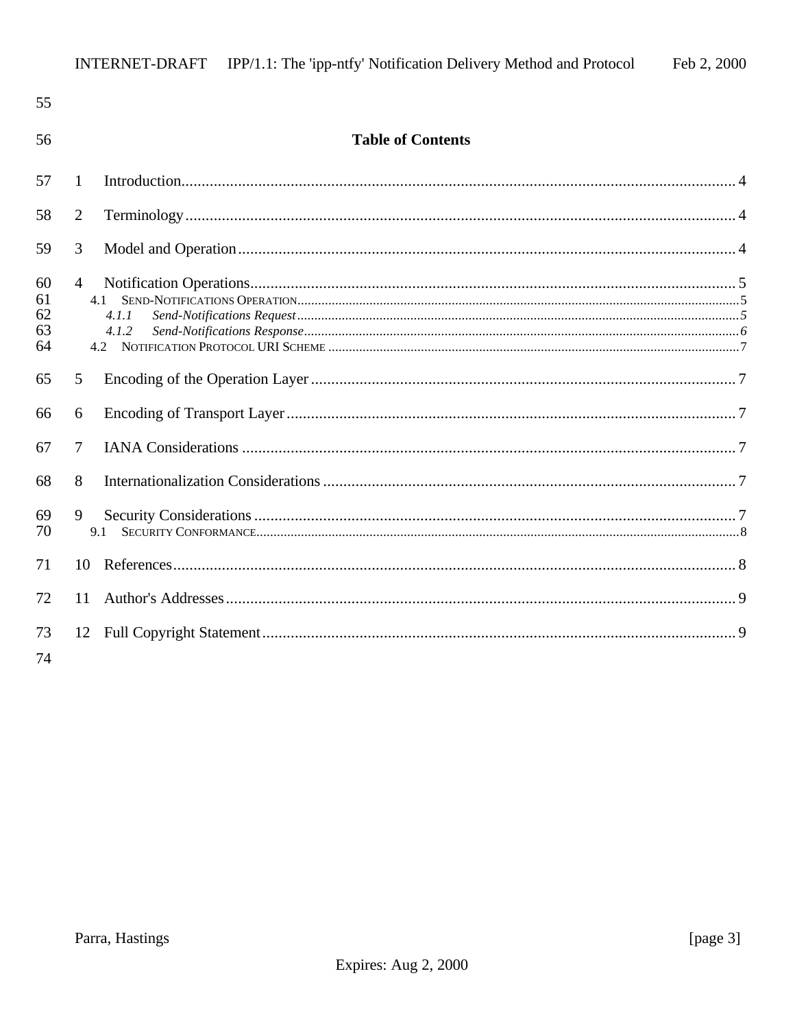## Table of Contents

1 Introduction........................................................................................................................ 4

2 Terminology........................................................................................................................ 4

3 Model and Operation.......................................................................................................... 4

4 Notification Operations........................................................................................................ 5

- 4.1 SEND-NOTIFICATIONS OPERATION.......................................................................................... 5
  - *4.1.1 Send-Notifications Request*................................................................................. *5*
  - *4.1.2 Send-Notifications Response*............................................................................... *6*
- 4.2 NOTIFICATION PROTOCOL URI SCHEME ................................................................................ 7

5 Encoding of the Operation Layer......................................................................................... 7

6 Encoding of Transport Layer.............................................................................................. 7

7 IANA Considerations .......................................................................................................... 7

8 Internationalization Considerations ..................................................................................... 7

9 Security Considerations ....................................................................................................... 7

- 9.1 SECURITY CONFORMANCE...................................................................................................... 8

10 References.......................................................................................................................... 8

11 Author's Addresses............................................................................................................. 9

12 Full Copyright Statement..................................................................................................... 9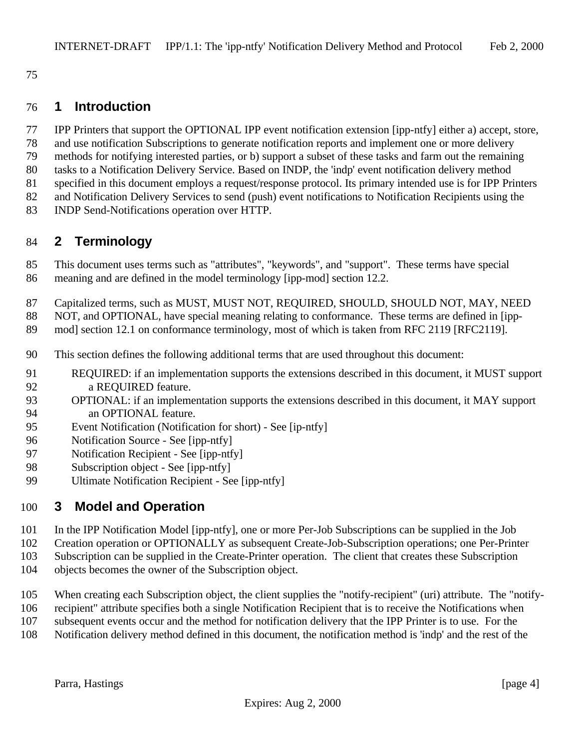## 1 Introduction

IPP Printers that support the OPTIONAL IPP event notification extension [ipp-ntfy] either a) accept, store, and use notification Subscriptions to generate notification reports and implement one or more delivery methods for notifying interested parties, or b) support a subset of these tasks and farm out the remaining tasks to a Notification Delivery Service. Based on INDP, the 'indp' event notification delivery method specified in this document employs a request/response protocol. Its primary intended use is for IPP Printers and Notification Delivery Services to send (push) event notifications to Notification Recipients using the INDP Send-Notifications operation over HTTP.

## 2 Terminology

This document uses terms such as "attributes", "keywords", and "support". These terms have special meaning and are defined in the model terminology [ipp-mod] section 12.2.

Capitalized terms, such as MUST, MUST NOT, REQUIRED, SHOULD, SHOULD NOT, MAY, NEED NOT, and OPTIONAL, have special meaning relating to conformance. These terms are defined in [ipp-mod] section 12.1 on conformance terminology, most of which is taken from RFC 2119 [RFC2119].

This section defines the following additional terms that are used throughout this document:

REQUIRED: if an implementation supports the extensions described in this document, it MUST support a REQUIRED feature.
OPTIONAL: if an implementation supports the extensions described in this document, it MAY support an OPTIONAL feature.
Event Notification (Notification for short) - See [ip-ntfy]
Notification Source - See [ipp-ntfy]
Notification Recipient - See [ipp-ntfy]
Subscription object - See [ipp-ntfy]
Ultimate Notification Recipient - See [ipp-ntfy]

## 3 Model and Operation

In the IPP Notification Model [ipp-ntfy], one or more Per-Job Subscriptions can be supplied in the Job Creation operation or OPTIONALLY as subsequent Create-Job-Subscription operations; one Per-Printer Subscription can be supplied in the Create-Printer operation. The client that creates these Subscription objects becomes the owner of the Subscription object.

When creating each Subscription object, the client supplies the "notify-recipient" (uri) attribute. The "notify-recipient" attribute specifies both a single Notification Recipient that is to receive the Notifications when subsequent events occur and the method for notification delivery that the IPP Printer is to use. For the Notification delivery method defined in this document, the notification method is 'indp' and the rest of the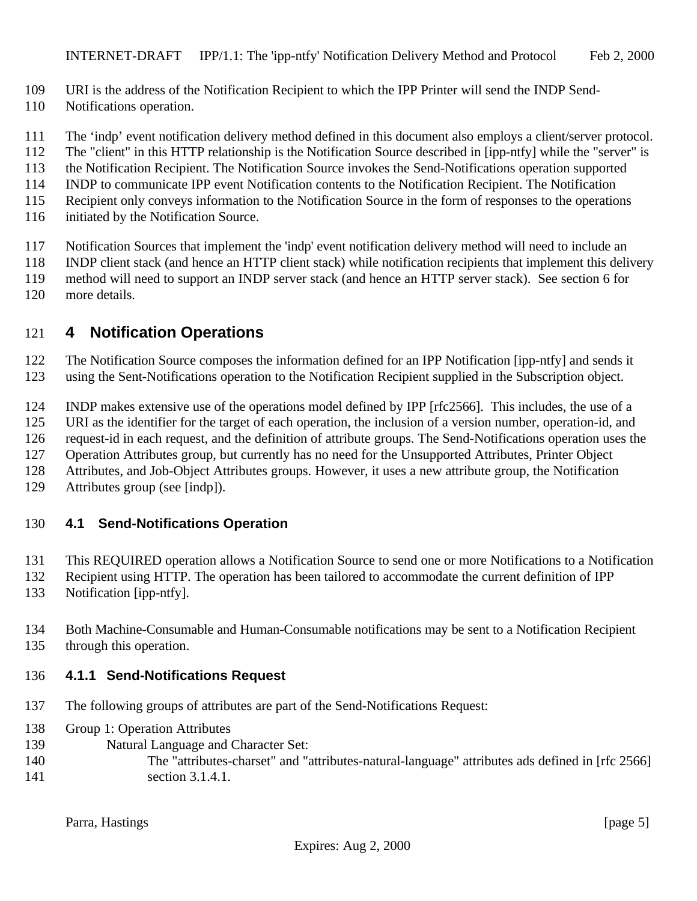URI is the address of the Notification Recipient to which the IPP Printer will send the INDP Send-Notifications operation.

The ‘indp’ event notification delivery method defined in this document also employs a client/server protocol. The "client" in this HTTP relationship is the Notification Source described in [ipp-ntfy] while the "server" is the Notification Recipient. The Notification Source invokes the Send-Notifications operation supported INDP to communicate IPP event Notification contents to the Notification Recipient. The Notification Recipient only conveys information to the Notification Source in the form of responses to the operations initiated by the Notification Source.

Notification Sources that implement the 'indp' event notification delivery method will need to include an INDP client stack (and hence an HTTP client stack) while notification recipients that implement this delivery method will need to support an INDP server stack (and hence an HTTP server stack). See section 6 for more details.

# 4 Notification Operations

The Notification Source composes the information defined for an IPP Notification [ipp-ntfy] and sends it using the Sent-Notifications operation to the Notification Recipient supplied in the Subscription object.

INDP makes extensive use of the operations model defined by IPP [rfc2566]. This includes, the use of a URI as the identifier for the target of each operation, the inclusion of a version number, operation-id, and request-id in each request, and the definition of attribute groups. The Send-Notifications operation uses the Operation Attributes group, but currently has no need for the Unsupported Attributes, Printer Object Attributes, and Job-Object Attributes groups. However, it uses a new attribute group, the Notification Attributes group (see [indp]).

## 4.1 Send-Notifications Operation

This REQUIRED operation allows a Notification Source to send one or more Notifications to a Notification Recipient using HTTP. The operation has been tailored to accommodate the current definition of IPP Notification [ipp-ntfy].

Both Machine-Consumable and Human-Consumable notifications may be sent to a Notification Recipient through this operation.

### 4.1.1 Send-Notifications Request

The following groups of attributes are part of the Send-Notifications Request:

Group 1: Operation Attributes

Natural Language and Character Set:

The "attributes-charset" and "attributes-natural-language" attributes ads defined in [rfc 2566] section 3.1.4.1.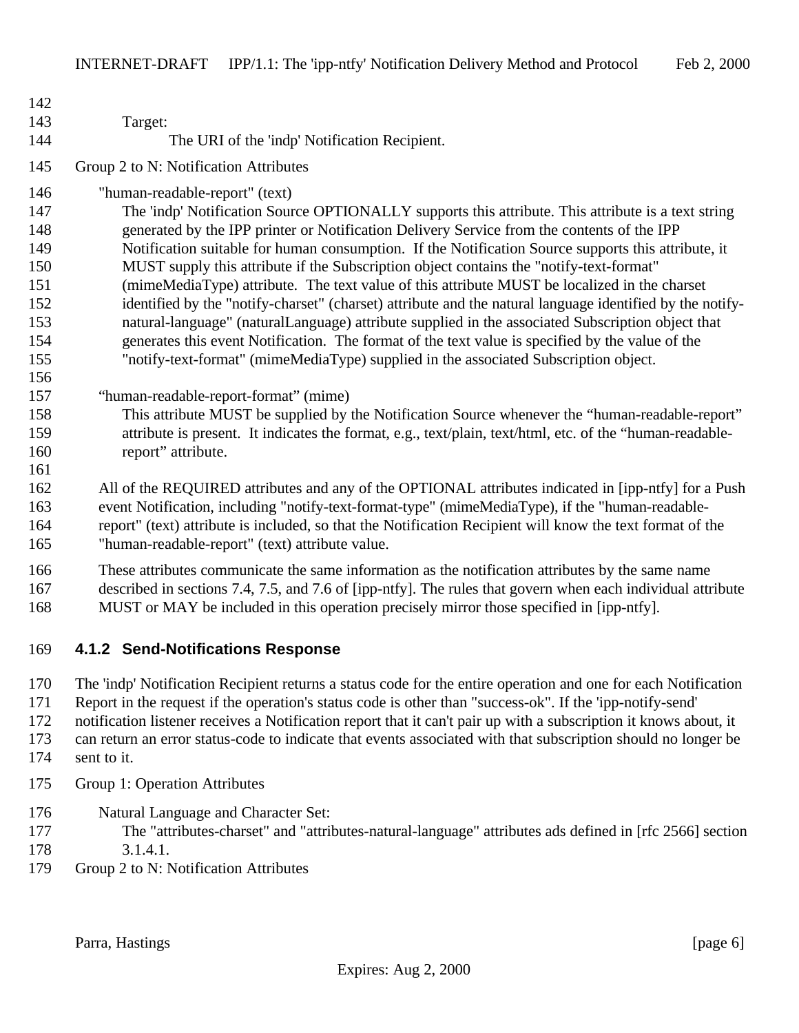Target:
The URI of the 'indp' Notification Recipient.

Group 2 to N: Notification Attributes

"human-readable-report" (text)
The 'indp' Notification Source OPTIONALLY supports this attribute. This attribute is a text string generated by the IPP printer or Notification Delivery Service from the contents of the IPP Notification suitable for human consumption. If the Notification Source supports this attribute, it MUST supply this attribute if the Subscription object contains the "notify-text-format" (mimeMediaType) attribute. The text value of this attribute MUST be localized in the charset identified by the "notify-charset" (charset) attribute and the natural language identified by the notify-natural-language" (naturalLanguage) attribute supplied in the associated Subscription object that generates this event Notification. The format of the text value is specified by the value of the "notify-text-format" (mimeMediaType) supplied in the associated Subscription object.

“human-readable-report-format” (mime)
This attribute MUST be supplied by the Notification Source whenever the “human-readable-report” attribute is present. It indicates the format, e.g., text/plain, text/html, etc. of the “human-readable-report” attribute.

All of the REQUIRED attributes and any of the OPTIONAL attributes indicated in [ipp-ntfy] for a Push event Notification, including "notify-text-format-type" (mimeMediaType), if the "human-readable-report" (text) attribute is included, so that the Notification Recipient will know the text format of the "human-readable-report" (text) attribute value.

These attributes communicate the same information as the notification attributes by the same name described in sections 7.4, 7.5, and 7.6 of [ipp-ntfy]. The rules that govern when each individual attribute MUST or MAY be included in this operation precisely mirror those specified in [ipp-ntfy].

### 4.1.2 Send-Notifications Response

The 'indp' Notification Recipient returns a status code for the entire operation and one for each Notification Report in the request if the operation's status code is other than "success-ok". If the 'ipp-notify-send' notification listener receives a Notification report that it can't pair up with a subscription it knows about, it can return an error status-code to indicate that events associated with that subscription should no longer be sent to it.

Group 1: Operation Attributes

Natural Language and Character Set:
The "attributes-charset" and "attributes-natural-language" attributes ads defined in [rfc 2566] section 3.1.4.1.

Group 2 to N: Notification Attributes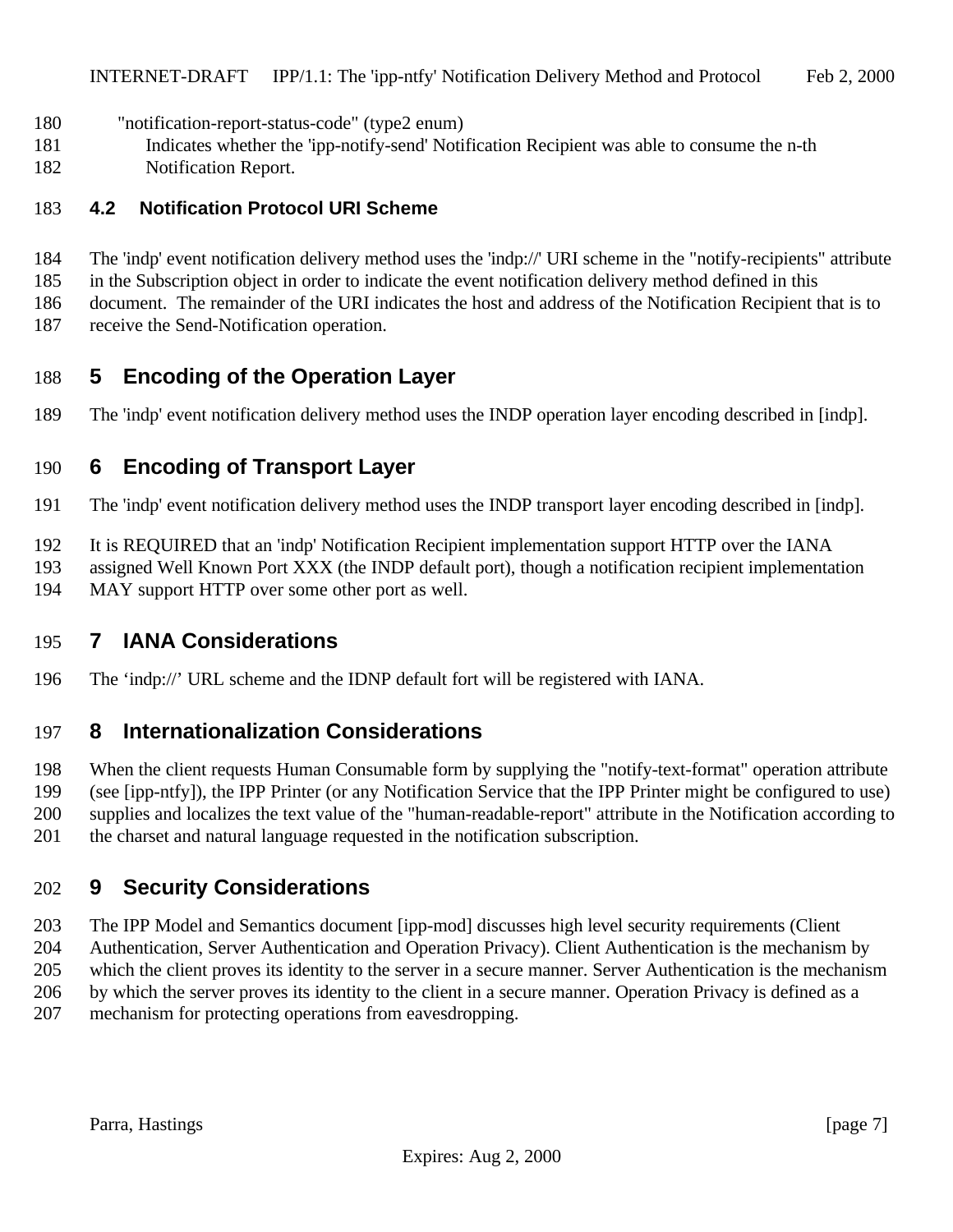"notification-report-status-code" (type2 enum)

Indicates whether the 'ipp-notify-send' Notification Recipient was able to consume the n-th Notification Report.

### 4.2 Notification Protocol URI Scheme

The 'indp' event notification delivery method uses the 'indp://' URI scheme in the "notify-recipients" attribute in the Subscription object in order to indicate the event notification delivery method defined in this document. The remainder of the URI indicates the host and address of the Notification Recipient that is to receive the Send-Notification operation.

## 5 Encoding of the Operation Layer

The 'indp' event notification delivery method uses the INDP operation layer encoding described in [indp].

## 6 Encoding of Transport Layer

The 'indp' event notification delivery method uses the INDP transport layer encoding described in [indp].

It is REQUIRED that an 'indp' Notification Recipient implementation support HTTP over the IANA assigned Well Known Port XXX (the INDP default port), though a notification recipient implementation MAY support HTTP over some other port as well.

## 7 IANA Considerations

The ‘indp://’ URL scheme and the IDNP default fort will be registered with IANA.

## 8 Internationalization Considerations

When the client requests Human Consumable form by supplying the "notify-text-format" operation attribute (see [ipp-ntfy]), the IPP Printer (or any Notification Service that the IPP Printer might be configured to use) supplies and localizes the text value of the "human-readable-report" attribute in the Notification according to the charset and natural language requested in the notification subscription.

## 9 Security Considerations

The IPP Model and Semantics document [ipp-mod] discusses high level security requirements (Client Authentication, Server Authentication and Operation Privacy). Client Authentication is the mechanism by which the client proves its identity to the server in a secure manner. Server Authentication is the mechanism by which the server proves its identity to the client in a secure manner. Operation Privacy is defined as a mechanism for protecting operations from eavesdropping.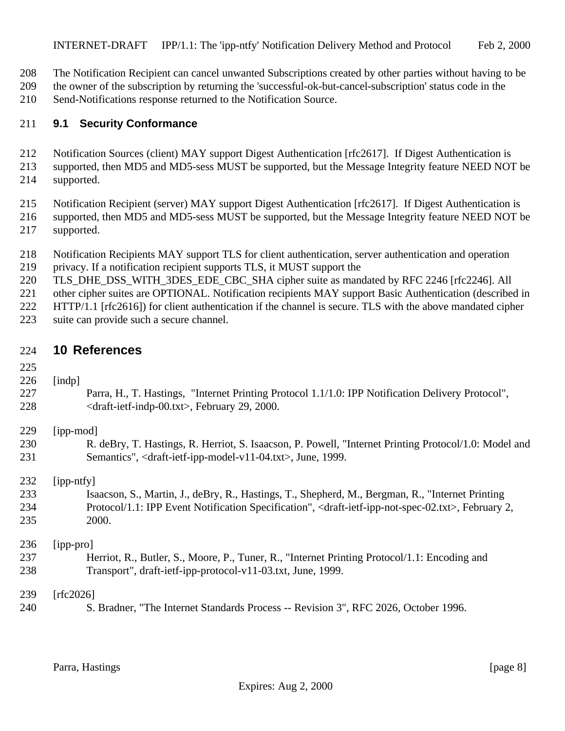The Notification Recipient can cancel unwanted Subscriptions created by other parties without having to be the owner of the subscription by returning the 'successful-ok-but-cancel-subscription' status code in the Send-Notifications response returned to the Notification Source.

### 9.1 Security Conformance

Notification Sources (client) MAY support Digest Authentication [rfc2617]. If Digest Authentication is supported, then MD5 and MD5-sess MUST be supported, but the Message Integrity feature NEED NOT be supported.

Notification Recipient (server) MAY support Digest Authentication [rfc2617]. If Digest Authentication is supported, then MD5 and MD5-sess MUST be supported, but the Message Integrity feature NEED NOT be supported.

Notification Recipients MAY support TLS for client authentication, server authentication and operation privacy. If a notification recipient supports TLS, it MUST support the TLS_DHE_DSS_WITH_3DES_EDE_CBC_SHA cipher suite as mandated by RFC 2246 [rfc2246]. All other cipher suites are OPTIONAL. Notification recipients MAY support Basic Authentication (described in HTTP/1.1 [rfc2616]) for client authentication if the channel is secure. TLS with the above mandated cipher suite can provide such a secure channel.

## 10 References

[indp]
Parra, H., T. Hastings, "Internet Printing Protocol 1.1/1.0: IPP Notification Delivery Protocol", <draft-ietf-indp-00.txt>, February 29, 2000.

[ipp-mod]
R. deBry, T. Hastings, R. Herriot, S. Isaacson, P. Powell, "Internet Printing Protocol/1.0: Model and Semantics", <draft-ietf-ipp-model-v11-04.txt>, June, 1999.

[ipp-ntfy]
Isaacson, S., Martin, J., deBry, R., Hastings, T., Shepherd, M., Bergman, R., "Internet Printing Protocol/1.1: IPP Event Notification Specification", <draft-ietf-ipp-not-spec-02.txt>, February 2, 2000.

[ipp-pro]
Herriot, R., Butler, S., Moore, P., Tuner, R., "Internet Printing Protocol/1.1: Encoding and Transport", draft-ietf-ipp-protocol-v11-03.txt, June, 1999.

[rfc2026]
S. Bradner, "The Internet Standards Process -- Revision 3", RFC 2026, October 1996.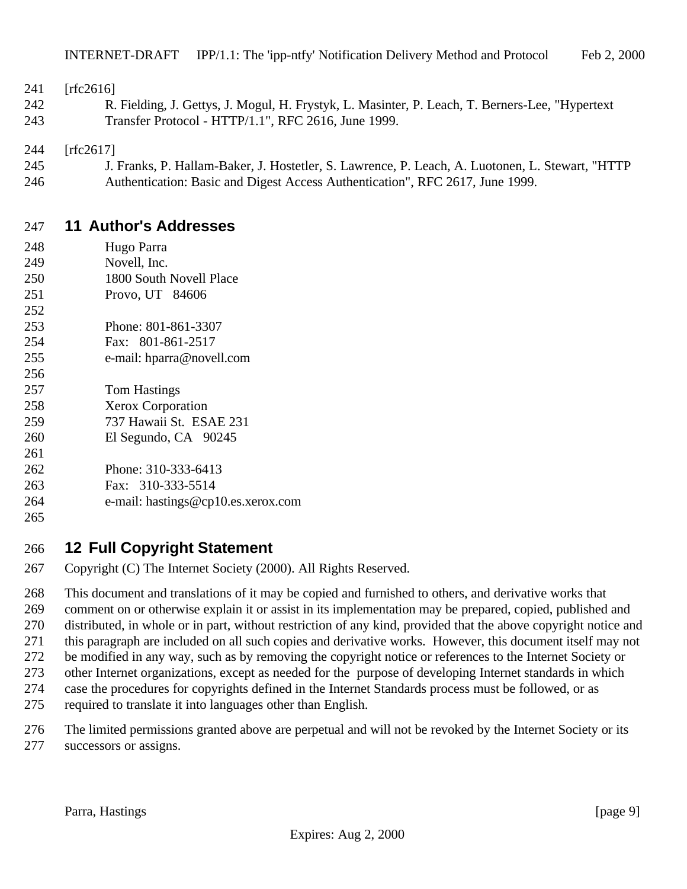[rfc2616]

R. Fielding, J. Gettys, J. Mogul, H. Frystyk, L. Masinter, P. Leach, T. Berners-Lee, "Hypertext Transfer Protocol - HTTP/1.1", RFC 2616, June 1999.

[rfc2617]

J. Franks, P. Hallam-Baker, J. Hostetler, S. Lawrence, P. Leach, A. Luotonen, L. Stewart, "HTTP Authentication: Basic and Digest Access Authentication", RFC 2617, June 1999.

# 11 Author's Addresses

Hugo Parra
Novell, Inc.
1800 South Novell Place
Provo, UT 84606

Phone: 801-861-3307
Fax: 801-861-2517
e-mail: hparra@novell.com

Tom Hastings
Xerox Corporation
737 Hawaii St. ESAE 231
El Segundo, CA 90245

Phone: 310-333-6413
Fax: 310-333-5514
e-mail: hastings@cp10.es.xerox.com

# 12 Full Copyright Statement

Copyright (C) The Internet Society (2000). All Rights Reserved.

This document and translations of it may be copied and furnished to others, and derivative works that comment on or otherwise explain it or assist in its implementation may be prepared, copied, published and distributed, in whole or in part, without restriction of any kind, provided that the above copyright notice and this paragraph are included on all such copies and derivative works. However, this document itself may not be modified in any way, such as by removing the copyright notice or references to the Internet Society or other Internet organizations, except as needed for the purpose of developing Internet standards in which case the procedures for copyrights defined in the Internet Standards process must be followed, or as required to translate it into languages other than English.

The limited permissions granted above are perpetual and will not be revoked by the Internet Society or its successors or assigns.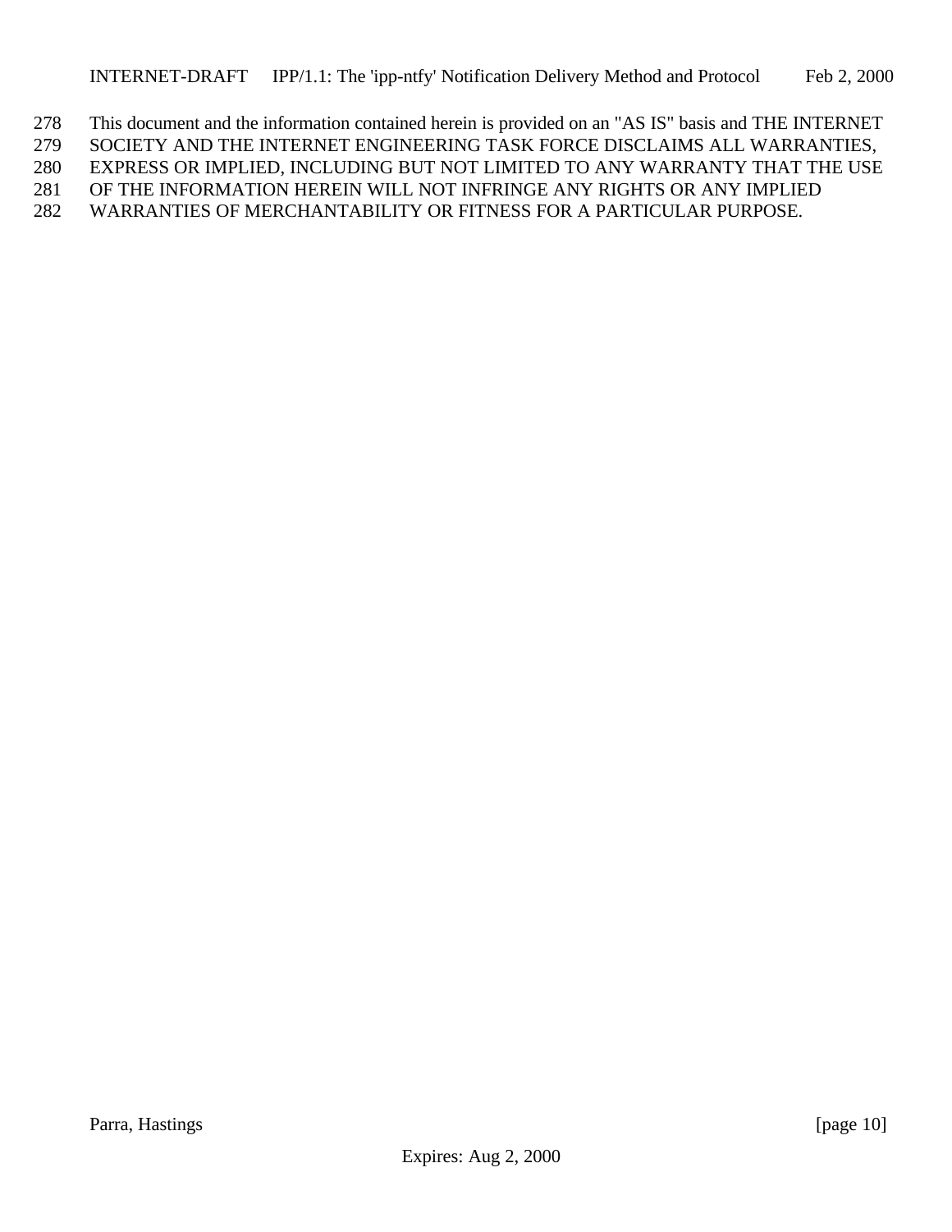This document and the information contained herein is provided on an "AS IS" basis and THE INTERNET SOCIETY AND THE INTERNET ENGINEERING TASK FORCE DISCLAIMS ALL WARRANTIES, EXPRESS OR IMPLIED, INCLUDING BUT NOT LIMITED TO ANY WARRANTY THAT THE USE OF THE INFORMATION HEREIN WILL NOT INFRINGE ANY RIGHTS OR ANY IMPLIED WARRANTIES OF MERCHANTABILITY OR FITNESS FOR A PARTICULAR PURPOSE.